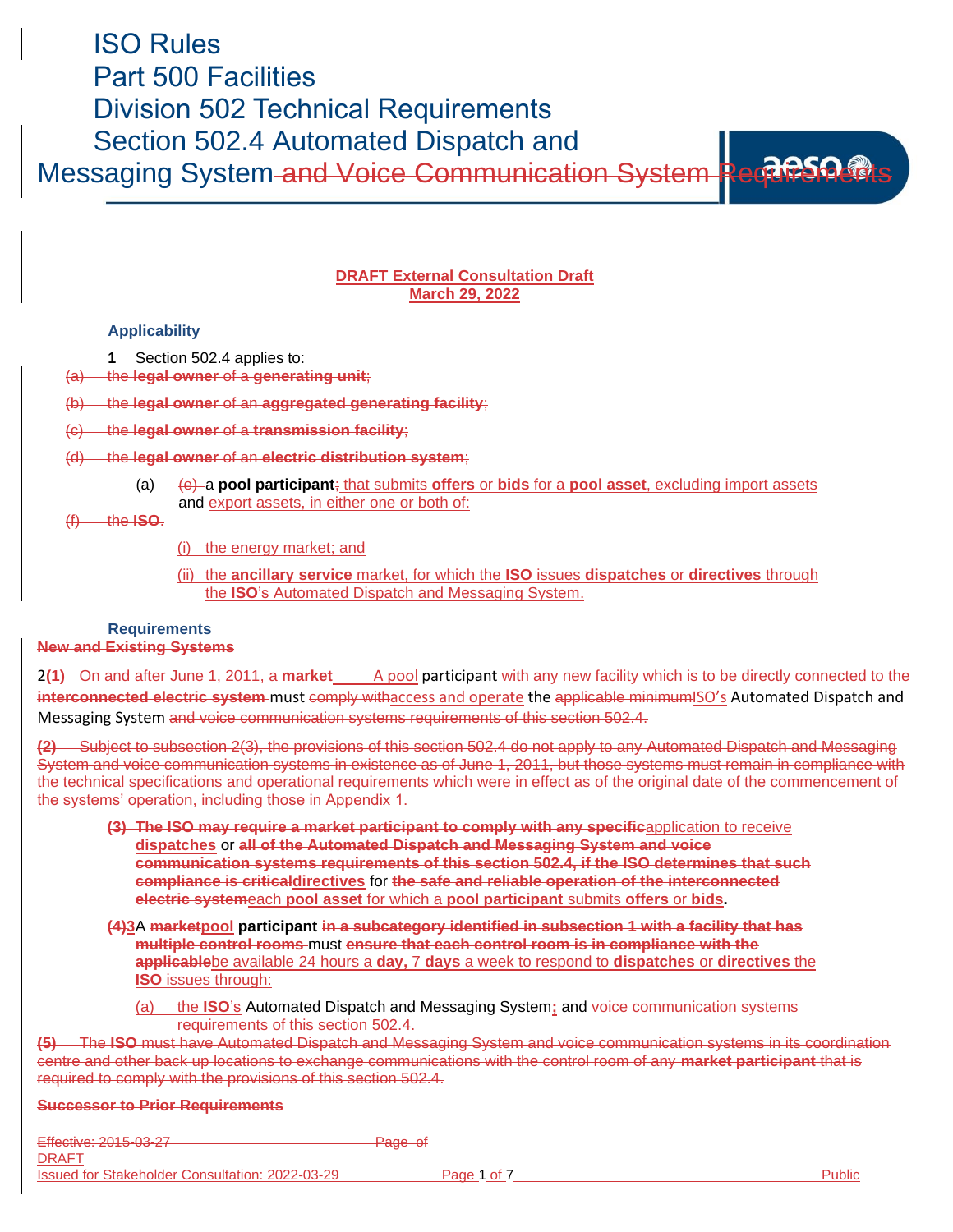# ISO Rules
# Part 500 Facilities
# Division 502 Technical Requirements
# Section 502.4 Automated Dispatch and Messaging System ~~and Voice Communication System Requirements~~

**DRAFT External Consultation Draft**
**March 29, 2022**

### Applicability

**1** Section 502.4 applies to:

~~(a) the **legal owner** of a **generating unit**;~~

~~(b) the **legal owner** of an **aggregated generating facility**;~~

~~(c) the **legal owner** of a **transmission facility**;~~

~~(d) the **legal owner** of an **electric distribution system**;~~

(a) ~~(e)~~ a **pool participant**~~;~~ that submits **offers** or **bids** for a **pool asset**, excluding import assets and export assets, in either one or both of:

~~(f) the **ISO**.~~

(i) the energy market; and

(ii) the **ancillary service** market, for which the **ISO** issues **dispatches** or **directives** through the **ISO**'s Automated Dispatch and Messaging System.

### Requirements

~~**New and Existing Systems**~~

2~~(1) On and after June 1, 2011, a **market**~~ A pool participant ~~with any new facility which is to be directly connected to the **interconnected electric system**~~ must ~~comply with~~access and operate the ~~applicable minimum~~ISO's Automated Dispatch and Messaging System ~~and voice communication systems requirements of this section 502.4.~~

~~(2) Subject to subsection 2(3), the provisions of this section 502.4 do not apply to any Automated Dispatch and Messaging System and voice communication systems in existence as of June 1, 2011, but those systems must remain in compliance with the technical specifications and operational requirements which were in effect as of the original date of the commencement of the systems' operation, including those in Appendix 1.~~

~~**(3) The ISO may require a market participant to comply with any specific**~~application to receive **dispatches** or ~~**all of the Automated Dispatch and Messaging System and voice communication systems requirements of this section 502.4, if the ISO determines that such compliance is critical**~~**directives** for ~~**the safe and reliable operation of the interconnected electric system**~~each **pool asset** for which a **pool participant** submits **offers** or **bids**.

~~(4)~~3A ~~**market**~~**pool participant** ~~**in a subcategory identified in subsection 1 with a facility that has multiple control rooms**~~ must ~~**ensure that each control room is in compliance with the applicable**~~be available 24 hours a **day,** 7 **days** a week to respond to **dispatches** or **directives** the **ISO** issues through:

(a) the **ISO**'s Automated Dispatch and Messaging System; and ~~voice communication systems requirements of this section 502.4.~~

~~**(5)** The **ISO** must have Automated Dispatch and Messaging System and voice communication systems in its coordination centre and other back up locations to exchange communications with the control room of any **market participant** that is required to comply with the provisions of this section 502.4.~~

~~**Successor to Prior Requirements**~~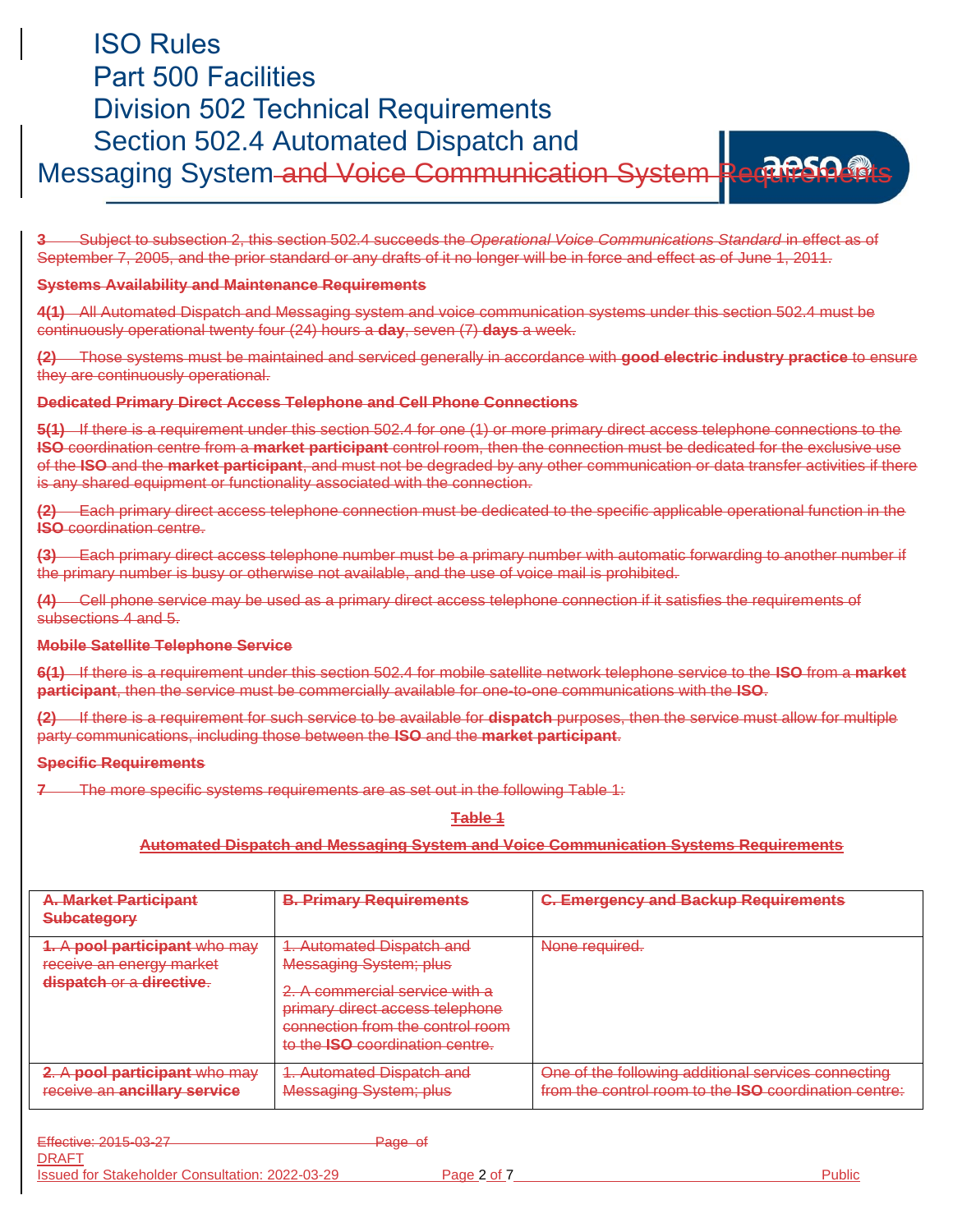3 Subject to subsection 2, this section 502.4 succeeds the *Operational Voice Communications Standard* in effect as of September 7, 2005, and the prior standard or any drafts of it no longer will be in force and effect as of June 1, 2011.

**Systems Availability and Maintenance Requirements**

**4(1)** All Automated Dispatch and Messaging system and voice communication systems under this section 502.4 must be continuously operational twenty four (24) hours a **day**, seven (7) **days** a week.

**(2)** Those systems must be maintained and serviced generally in accordance with **good electric industry practice** to ensure they are continuously operational.

**Dedicated Primary Direct Access Telephone and Cell Phone Connections**

**5(1)** If there is a requirement under this section 502.4 for one (1) or more primary direct access telephone connections to the **ISO** coordination centre from a **market participant** control room, then the connection must be dedicated for the exclusive use of the **ISO** and the **market participant**, and must not be degraded by any other communication or data transfer activities if there is any shared equipment or functionality associated with the connection.

**(2)** Each primary direct access telephone connection must be dedicated to the specific applicable operational function in the **ISO** coordination centre.

**(3)** Each primary direct access telephone number must be a primary number with automatic forwarding to another number if the primary number is busy or otherwise not available, and the use of voice mail is prohibited.

**(4)** Cell phone service may be used as a primary direct access telephone connection if it satisfies the requirements of subsections 4 and 5.

**Mobile Satellite Telephone Service**

**6(1)** If there is a requirement under this section 502.4 for mobile satellite network telephone service to the **ISO** from a **market participant**, then the service must be commercially available for one-to-one communications with the **ISO**.

**(2)** If there is a requirement for such service to be available for **dispatch** purposes, then the service must allow for multiple party communications, including those between the **ISO** and the **market participant**.

**Specific Requirements**

7 The more specific systems requirements are as set out in the following Table 1:

**Table 1**

**Automated Dispatch and Messaging System and Voice Communication Systems Requirements**

| A. Market Participant Subcategory | B. Primary Requirements | C. Emergency and Backup Requirements |
|---|---|---|
| 1. A **pool participant** who may receive an energy market **dispatch** or a **directive**. | 1. Automated Dispatch and Messaging System; plus<br>2. A commercial service with a primary direct access telephone connection from the control room to the **ISO** coordination centre. | None required. |
| 2. A **pool participant** who may receive an **ancillary service** | 1. Automated Dispatch and Messaging System; plus | One of the following additional services connecting from the control room to the **ISO** coordination centre: |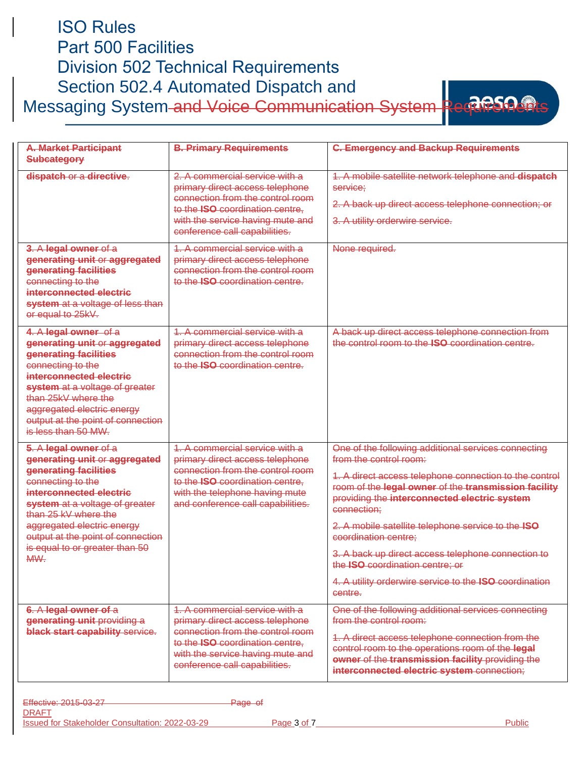| A. Market Participant Subcategory | B. Primary Requirements | C. Emergency and Backup Requirements |
|---|---|---|
| **dispatch** or a **directive**. | 2. A commercial service with a primary direct access telephone connection from the control room to the **ISO** coordination centre, with the service having mute and conference call capabilities. | 1. A mobile satellite network telephone and **dispatch** service; 2. A back up direct access telephone connection; or 3. A utility orderwire service. |
| 3. A **legal owner** of a **generating unit** or **aggregated generating facilities** connecting to the **interconnected electric system** at a voltage of less than or equal to 25kV. | 1. A commercial service with a primary direct access telephone connection from the control room to the **ISO** coordination centre. | None required. |
| 4. A **legal owner** of a **generating unit** or **aggregated generating facilities** connecting to the **interconnected electric system** at a voltage of greater than 25kV where the aggregated electric energy output at the point of connection is less than 50 MW. | 1. A commercial service with a primary direct access telephone connection from the control room to the **ISO** coordination centre. | A back up direct access telephone connection from the control room to the **ISO** coordination centre. |
| 5. A **legal owner** of a **generating unit** or **aggregated generating facilities** connecting to the **interconnected electric system** at a voltage of greater than 25 kV where the aggregated electric energy output at the point of connection is equal to or greater than 50 MW. | 1. A commercial service with a primary direct access telephone connection from the control room to the **ISO** coordination centre, with the telephone having mute and conference call capabilities. | One of the following additional services connecting from the control room: 1. A direct access telephone connection to the control room of the **legal owner** of the **transmission facility** providing the **interconnected electric system** connection; 2. A mobile satellite telephone service to the **ISO** coordination centre; 3. A back up direct access telephone connection to the **ISO** coordination centre; or 4. A utility orderwire service to the **ISO** coordination centre. |
| 6. A **legal owner of** a **generating unit** providing a **black start capability** service. | 1. A commercial service with a primary direct access telephone connection from the control room to the **ISO** coordination centre, with the service having mute and conference call capabilities. | One of the following additional services connecting from the control room: 1. A direct access telephone connection from the control room to the operations room of the **legal owner** of the **transmission facility** providing the **interconnected electric system** connection; |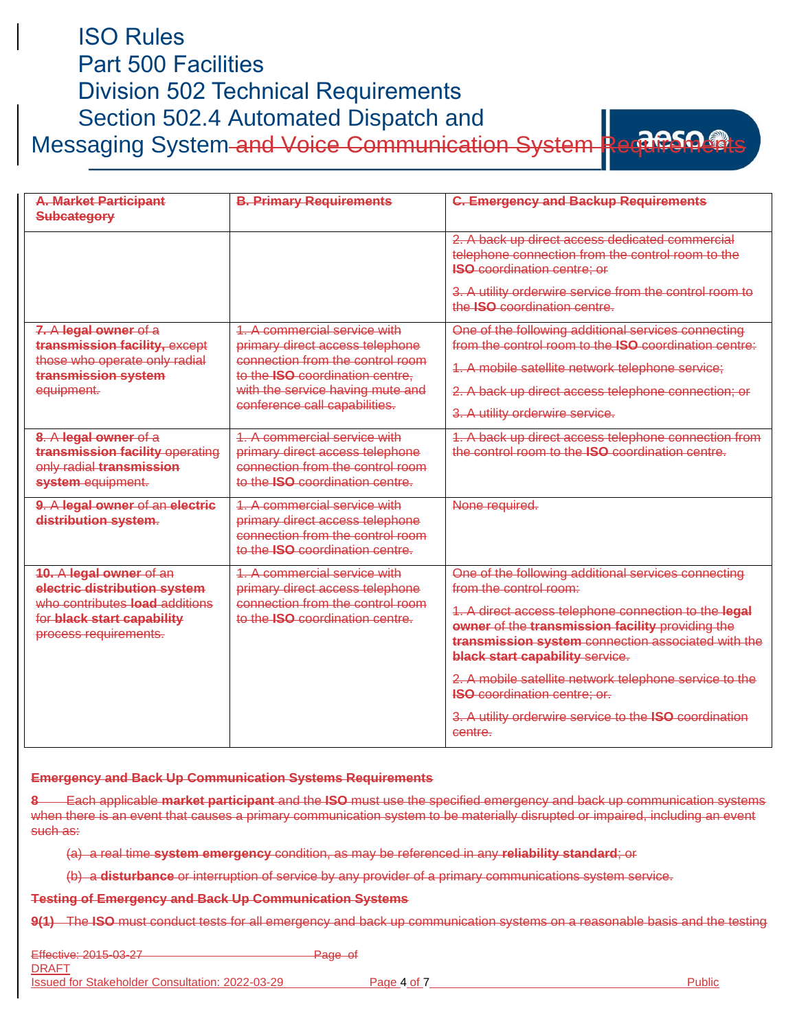| A. Market Participant Subcategory | B. Primary Requirements | C. Emergency and Backup Requirements |
|---|---|---|
| | | 2. A back up direct access dedicated commercial telephone connection from the control room to the **ISO** coordination centre; or<br><br>3. A utility orderwire service from the control room to the **ISO** coordination centre. |
| **7.** A **legal owner** of a **transmission facility,** except those who operate only radial **transmission system** equipment. | 1. A commercial service with primary direct access telephone connection from the control room to the **ISO** coordination centre, with the service having mute and conference call capabilities. | One of the following additional services connecting from the control room to the **ISO** coordination centre:<br><br>1. A mobile satellite network telephone service;<br><br>2. A back up direct access telephone connection; or<br><br>3. A utility orderwire service. |
| **8.** A **legal owner** of a **transmission facility** operating only radial **transmission system** equipment. | 1. A commercial service with primary direct access telephone connection from the control room to the **ISO** coordination centre. | 1. A back up direct access telephone connection from the control room to the **ISO** coordination centre. |
| **9.** A **legal owner** of an **electric distribution system**. | 1. A commercial service with primary direct access telephone connection from the control room to the **ISO** coordination centre. | None required. |
| **10.** A **legal owner** of an **electric distribution system** who contributes **load** additions for **black start capability** process requirements. | 1. A commercial service with primary direct access telephone connection from the control room to the **ISO** coordination centre. | One of the following additional services connecting from the control room:<br><br>1. A direct access telephone connection to the **legal owner** of the **transmission facility** providing the **transmission system** connection associated with the **black start capability** service.<br><br>2. A mobile satellite network telephone service to the **ISO** coordination centre; or.<br><br>3. A utility orderwire service to the **ISO** coordination centre. |

**Emergency and Back Up Communication Systems Requirements**

**8** Each applicable **market participant** and the **ISO** must use the specified emergency and back up communication systems when there is an event that causes a primary communication system to be materially disrupted or impaired, including an event such as:

(a) a real time **system emergency** condition, as may be referenced in any **reliability standard**; or

(b) a **disturbance** or interruption of service by any provider of a primary communications system service.

**Testing of Emergency and Back Up Communication Systems**

**9(1)** The **ISO** must conduct tests for all emergency and back up communication systems on a reasonable basis and the testing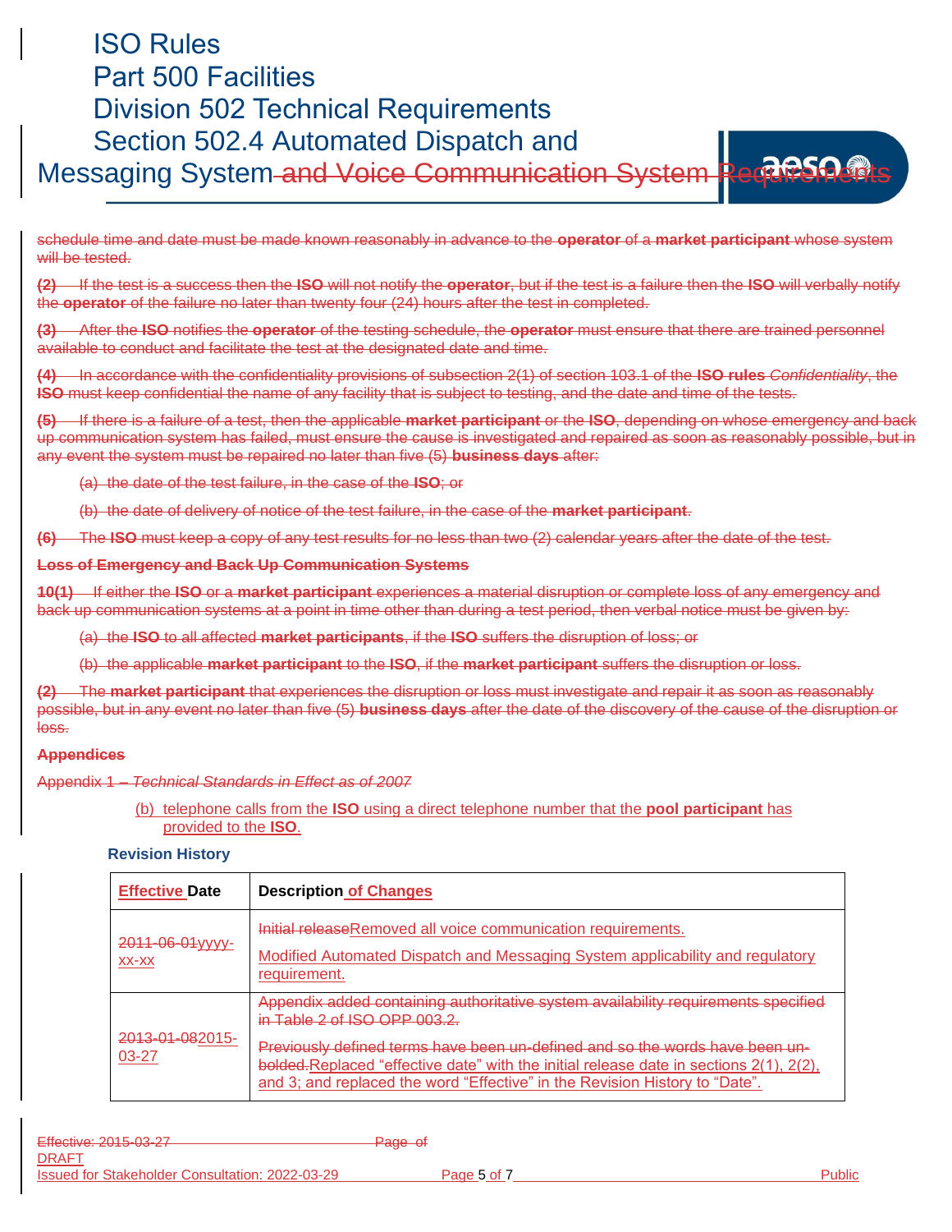schedule time and date must be made known reasonably in advance to the **operator** of a **market participant** whose system will be tested.

**(2)** If the test is a success then the **ISO** will not notify the **operator**, but if the test is a failure then the **ISO** will verbally notify the **operator** of the failure no later than twenty four (24) hours after the test in completed.

**(3)** After the **ISO** notifies the **operator** of the testing schedule, the **operator** must ensure that there are trained personnel available to conduct and facilitate the test at the designated date and time.

**(4)** In accordance with the confidentiality provisions of subsection 2(1) of section 103.1 of the **ISO rules** *Confidentiality*, the **ISO** must keep confidential the name of any facility that is subject to testing, and the date and time of the tests.

**(5)** If there is a failure of a test, then the applicable **market participant** or the **ISO**, depending on whose emergency and back up communication system has failed, must ensure the cause is investigated and repaired as soon as reasonably possible, but in any event the system must be repaired no later than five (5) **business days** after:

(a) the date of the test failure, in the case of the **ISO**; or

(b) the date of delivery of notice of the test failure, in the case of the **market participant**.

**(6)** The **ISO** must keep a copy of any test results for no less than two (2) calendar years after the date of the test.

**Loss of Emergency and Back Up Communication Systems**

**10(1)** If either the **ISO** or a **market participant** experiences a material disruption or complete loss of any emergency and back up communication systems at a point in time other than during a test period, then verbal notice must be given by:

(a) the **ISO** to all affected **market participants**, if the **ISO** suffers the disruption of loss; or

(b) the applicable **market participant** to the **ISO**, if the **market participant** suffers the disruption or loss.

**(2)** The **market participant** that experiences the disruption or loss must investigate and repair it as soon as reasonably possible, but in any event no later than five (5) **business days** after the date of the discovery of the cause of the disruption or loss.

**Appendices**

Appendix 1 – *Technical Standards in Effect as of 2007*

(b) telephone calls from the **ISO** using a direct telephone number that the **pool participant** has provided to the **ISO**.

**Revision History**

| Effective Date | Description of Changes |
|---|---|
| 2011-06-01yyyy-xx-xx | Initial releaseRemoved all voice communication requirements.<br>Modified Automated Dispatch and Messaging System applicability and regulatory requirement. |
| 2013-01-082015-03-27 | Appendix added containing authoritative system availability requirements specified in Table 2 of ISO OPP 003.2.<br>Previously defined terms have been un-defined and so the words have been un-bolded.Replaced "effective date" with the initial release date in sections 2(1), 2(2), and 3; and replaced the word "Effective" in the Revision History to "Date". |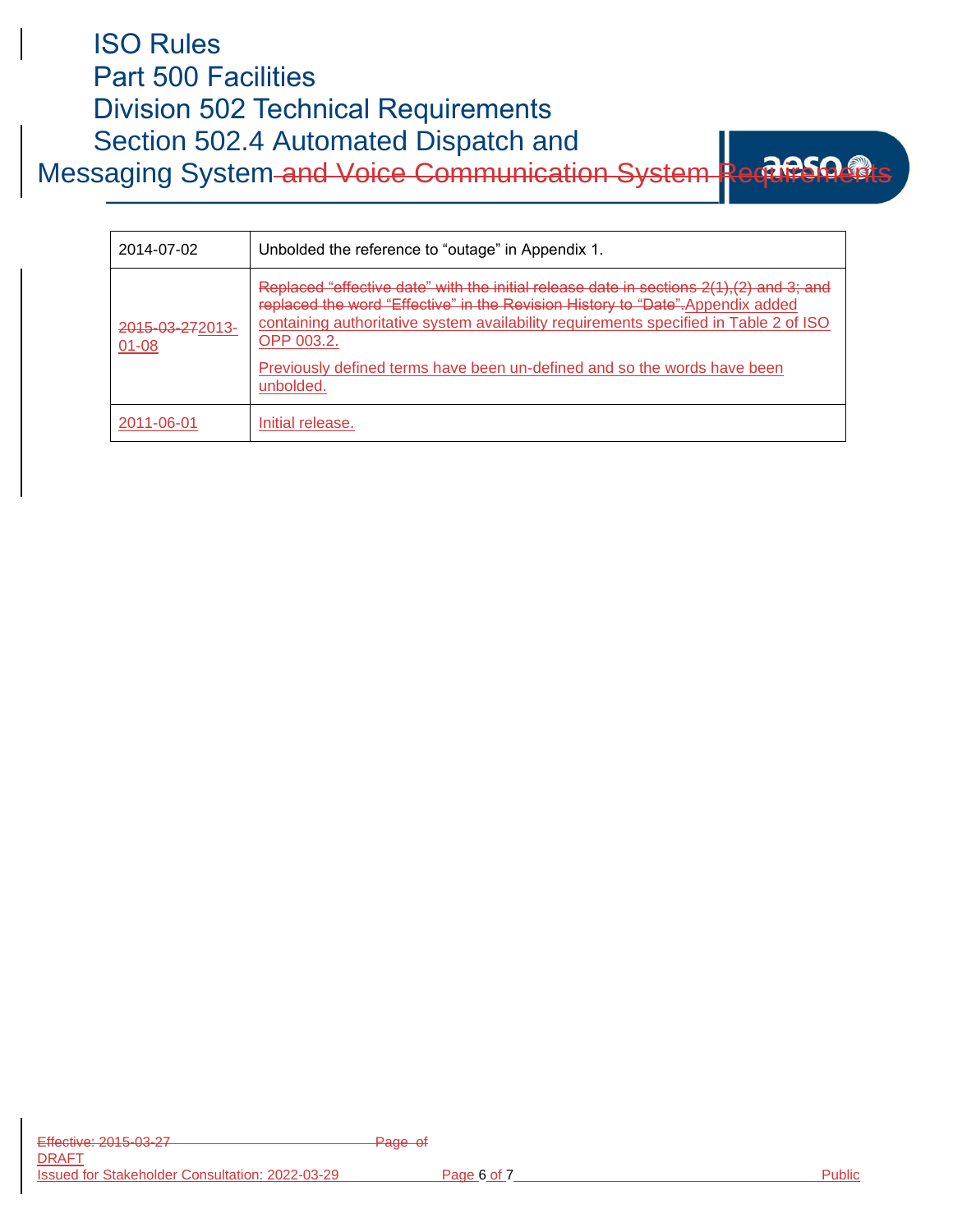| 2014-07-02 | Unbolded the reference to "outage" in Appendix 1. |
|---|---|
| ~~2015-03-27~~2013-01-08 | ~~Replaced "effective date" with the initial release date in sections 2(1),(2) and 3; and replaced the word "Effective" in the Revision History to "Date".~~Appendix added containing authoritative system availability requirements specified in Table 2 of ISO OPP 003.2. Previously defined terms have been un-defined and so the words have been unbolded. |
| 2011-06-01 | Initial release. |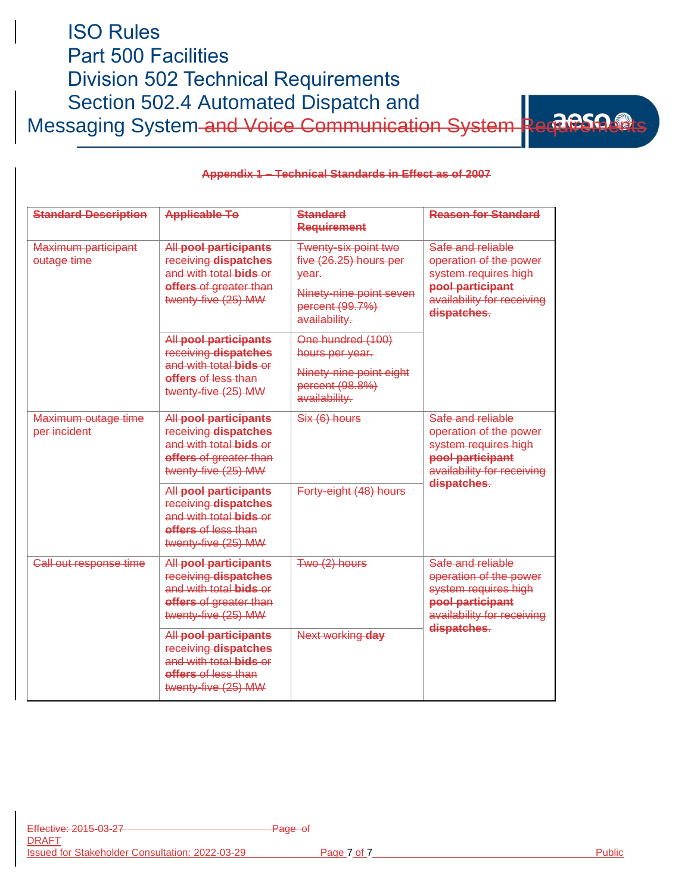**Appendix 1 – Technical Standards in Effect as of 2007**

| Standard Description | Applicable To | Standard Requirement | Reason for Standard |
|---|---|---|---|
| Maximum participant outage time | All **pool participants** receiving **dispatches** and with total **bids** or **offers** of greater than twenty-five (25) MW | Twenty-six point two five (26.25) hours per year. Ninety-nine point seven percent (99.7%) availability. | Safe and reliable operation of the power system requires high **pool participant** availability for receiving **dispatches**. |
| | All **pool participants** receiving **dispatches** and with total **bids** or **offers** of less than twenty-five (25) MW | One hundred (100) hours per year. Ninety-nine point eight percent (98.8%) availability. | |
| Maximum outage time per incident | All **pool participants** receiving **dispatches** and with total **bids** or **offers** of greater than twenty-five (25) MW | Six (6) hours | Safe and reliable operation of the power system requires high **pool participant** availability for receiving **dispatches**. |
| | All **pool participants** receiving **dispatches** and with total **bids** or **offers** of less than twenty-five (25) MW | Forty-eight (48) hours | |
| Call out response time | All **pool participants** receiving **dispatches** and with total **bids** or **offers** of greater than twenty-five (25) MW | Two (2) hours | Safe and reliable operation of the power system requires high **pool participant** availability for receiving **dispatches**. |
| | All **pool participants** receiving **dispatches** and with total **bids** or **offers** of less than twenty-five (25) MW | Next working **day** | |